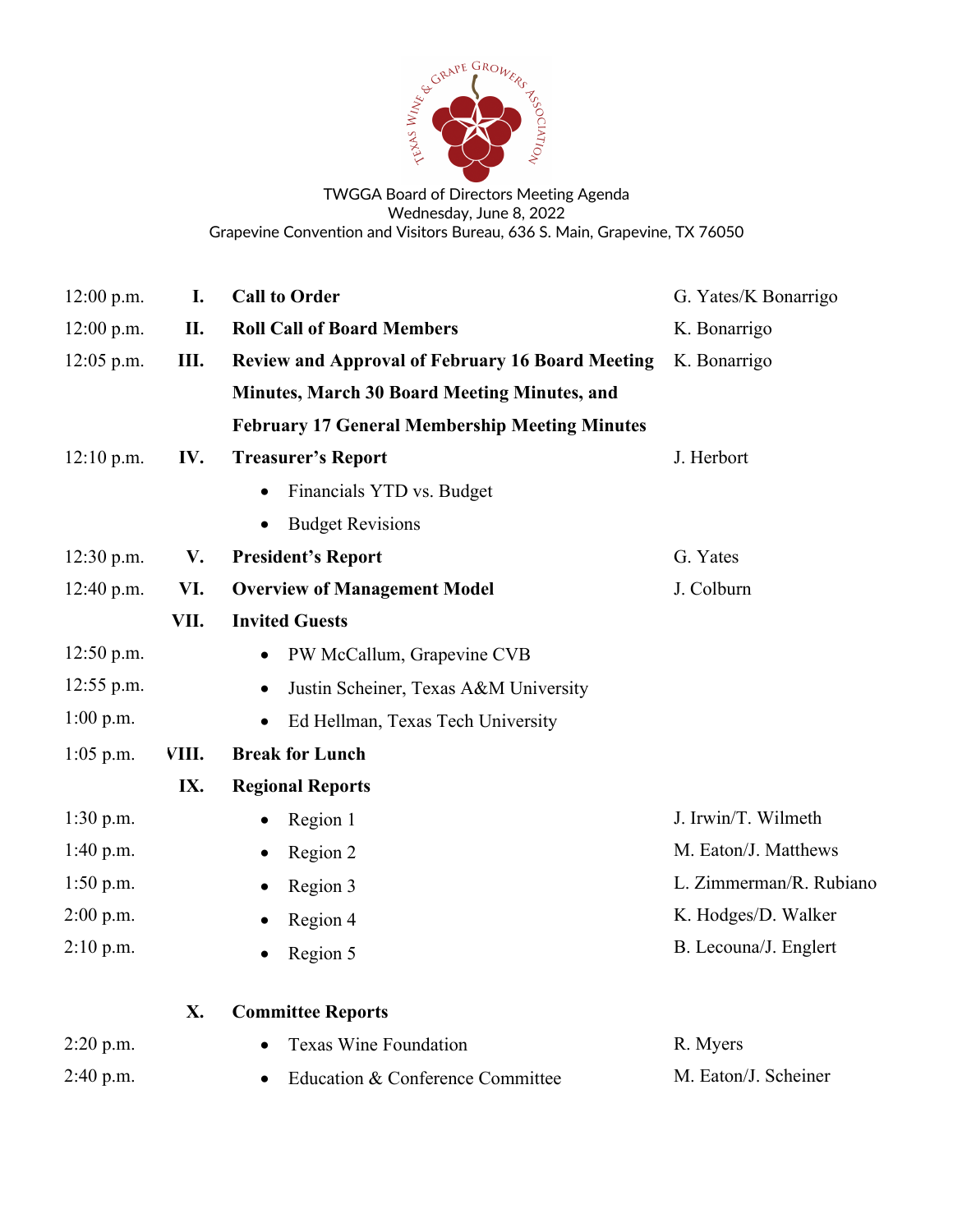TWGGA Board of Directors Meeting Agenda
Wednesday, June 8, 2022
Grapevine Convention and Visitors Bureau, 636 S. Main, Grapevine, TX 76050

| Time | | Item | Presenter |
|---|---|---|---|
| 12:00 p.m. | I. | **Call to Order** | G. Yates/K Bonarrigo |
| 12:00 p.m. | II. | **Roll Call of Board Members** | K. Bonarrigo |
| 12:05 p.m. | III. | **Review and Approval of February 16 Board Meeting Minutes, March 30 Board Meeting Minutes, and February 17 General Membership Meeting Minutes** | K. Bonarrigo |
| 12:10 p.m. | IV. | **Treasurer's Report** | J. Herbort |
| | | • Financials YTD vs. Budget | |
| | | • Budget Revisions | |
| 12:30 p.m. | V. | **President's Report** | G. Yates |
| 12:40 p.m. | VI. | **Overview of Management Model** | J. Colburn |
| | VII. | **Invited Guests** | |
| 12:50 p.m. | | • PW McCallum, Grapevine CVB | |
| 12:55 p.m. | | • Justin Scheiner, Texas A&M University | |
| 1:00 p.m. | | • Ed Hellman, Texas Tech University | |
| 1:05 p.m. | VIII. | **Break for Lunch** | |
| | IX. | **Regional Reports** | |
| 1:30 p.m. | | • Region 1 | J. Irwin/T. Wilmeth |
| 1:40 p.m. | | • Region 2 | M. Eaton/J. Matthews |
| 1:50 p.m. | | • Region 3 | L. Zimmerman/R. Rubiano |
| 2:00 p.m. | | • Region 4 | K. Hodges/D. Walker |
| 2:10 p.m. | | • Region 5 | B. Lecouna/J. Englert |
| | X. | **Committee Reports** | |
| 2:20 p.m. | | • Texas Wine Foundation | R. Myers |
| 2:40 p.m. | | • Education & Conference Committee | M. Eaton/J. Scheiner |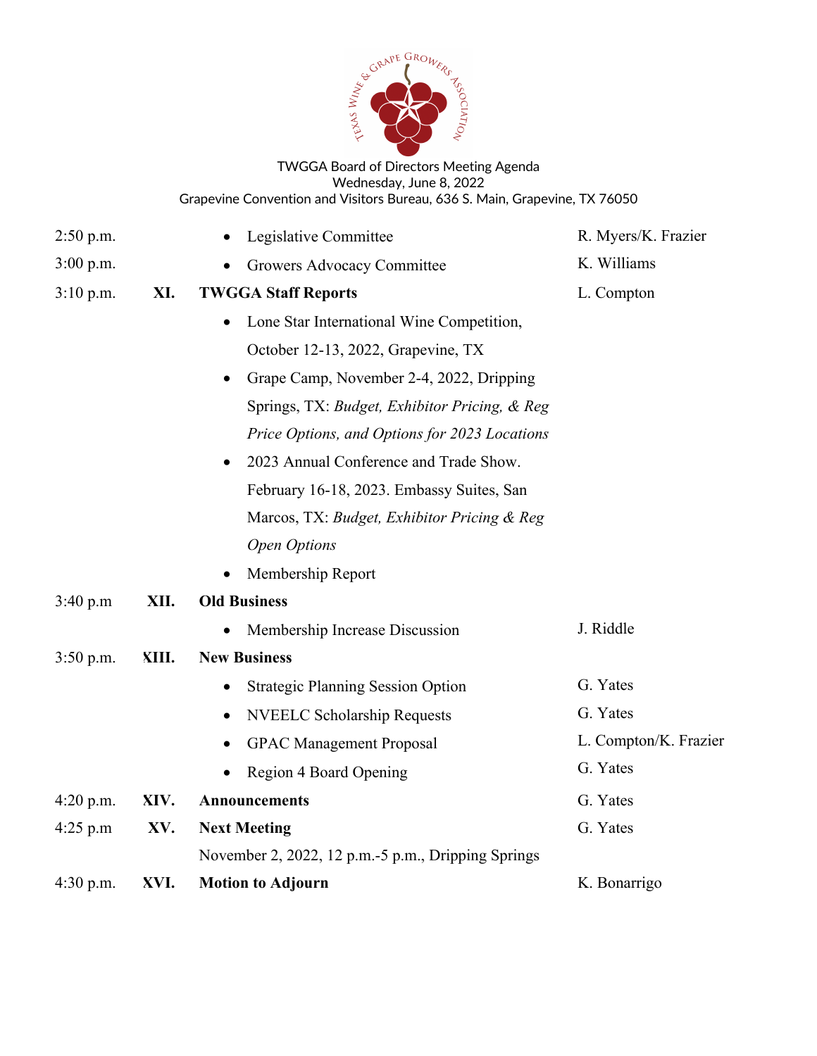TWGGA Board of Directors Meeting Agenda
Wednesday, June 8, 2022
Grapevine Convention and Visitors Bureau, 636 S. Main, Grapevine, TX 76050

| | | | |
|---|---|---|---|
| 2:50 p.m. | | • Legislative Committee | R. Myers/K. Frazier |
| 3:00 p.m. | | • Growers Advocacy Committee | K. Williams |
| 3:10 p.m. | XI. | **TWGGA Staff Reports** | L. Compton |
| | | • Lone Star International Wine Competition, October 12-13, 2022, Grapevine, TX | |
| | | • Grape Camp, November 2-4, 2022, Dripping Springs, TX: *Budget, Exhibitor Pricing, & Reg Price Options, and Options for 2023 Locations* | |
| | | • 2023 Annual Conference and Trade Show. February 16-18, 2023. Embassy Suites, San Marcos, TX: *Budget, Exhibitor Pricing & Reg Open Options* | |
| | | • Membership Report | |
| 3:40 p.m | XII. | **Old Business** | |
| | | • Membership Increase Discussion | J. Riddle |
| 3:50 p.m. | XIII. | **New Business** | |
| | | • Strategic Planning Session Option | G. Yates |
| | | • NVEELC Scholarship Requests | G. Yates |
| | | • GPAC Management Proposal | L. Compton/K. Frazier |
| | | • Region 4 Board Opening | G. Yates |
| 4:20 p.m. | XIV. | **Announcements** | G. Yates |
| 4:25 p.m | XV. | **Next Meeting** | G. Yates |
| | | November 2, 2022, 12 p.m.-5 p.m., Dripping Springs | |
| 4:30 p.m. | XVI. | **Motion to Adjourn** | K. Bonarrigo |